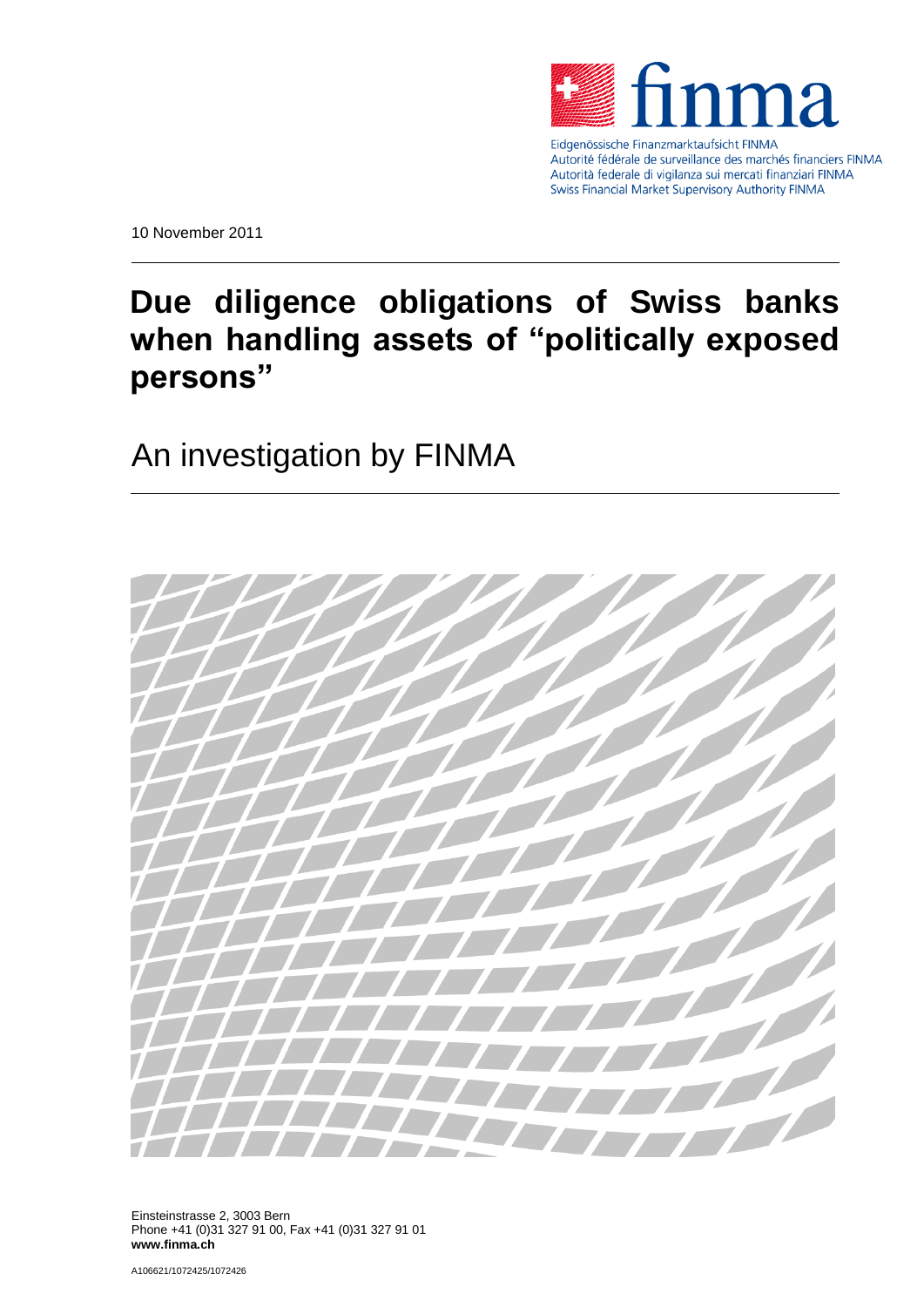finma

Eidgenössische Finanzmarktaufsicht FINMA
Autorité fédérale de surveillance des marchés financiers FINMA
Autorità federale di vigilanza sui mercati finanziari FINMA
Swiss Financial Market Supervisory Authority FINMA

10 November 2011

# Due diligence obligations of Swiss banks when handling assets of "politically exposed persons"

## An investigation by FINMA

Einsteinstrasse 2, 3003 Bern
Phone +41 (0)31 327 91 00, Fax +41 (0)31 327 91 01
**www.finma.ch**

A106621/1072425/1072426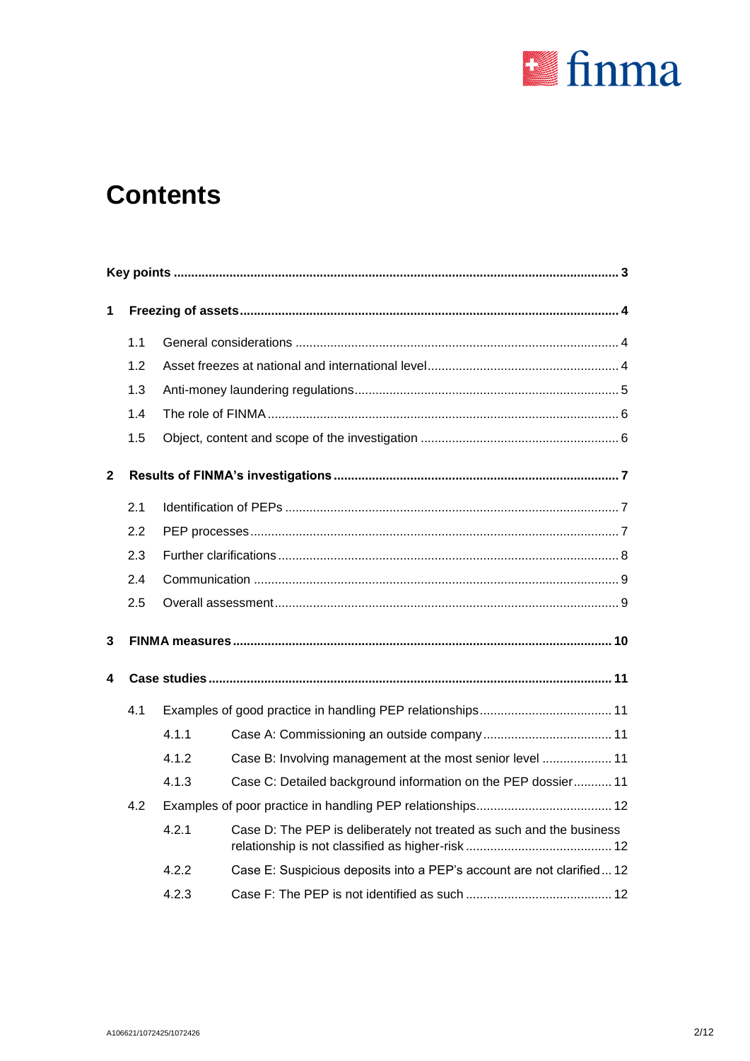# Contents

**Key points** ... **3**

**1 Freezing of assets** ... **4**

- 1.1 General considerations ... 4
- 1.2 Asset freezes at national and international level ... 4
- 1.3 Anti-money laundering regulations ... 5
- 1.4 The role of FINMA ... 6
- 1.5 Object, content and scope of the investigation ... 6

**2 Results of FINMA's investigations** ... **7**

- 2.1 Identification of PEPs ... 7
- 2.2 PEP processes ... 7
- 2.3 Further clarifications ... 8
- 2.4 Communication ... 9
- 2.5 Overall assessment ... 9

**3 FINMA measures** ... **10**

**4 Case studies** ... **11**

- 4.1 Examples of good practice in handling PEP relationships ... 11
  - 4.1.1 Case A: Commissioning an outside company ... 11
  - 4.1.2 Case B: Involving management at the most senior level ... 11
  - 4.1.3 Case C: Detailed background information on the PEP dossier ... 11
- 4.2 Examples of poor practice in handling PEP relationships ... 12
  - 4.2.1 Case D: The PEP is deliberately not treated as such and the business relationship is not classified as higher-risk ... 12
  - 4.2.2 Case E: Suspicious deposits into a PEP's account are not clarified ... 12
  - 4.2.3 Case F: The PEP is not identified as such ... 12

A106621/1072425/1072426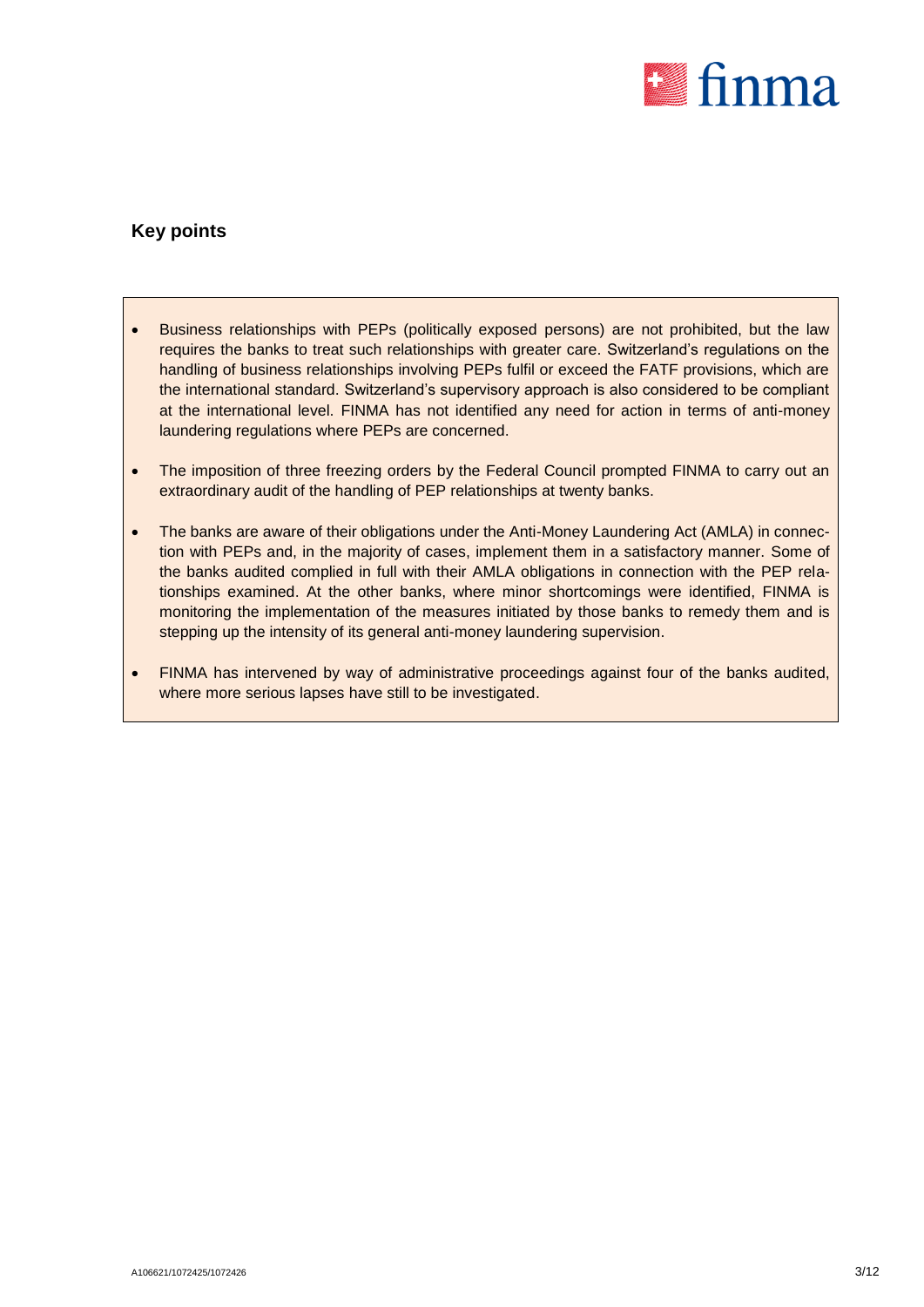## Key points

- Business relationships with PEPs (politically exposed persons) are not prohibited, but the law requires the banks to treat such relationships with greater care. Switzerland's regulations on the handling of business relationships involving PEPs fulfil or exceed the FATF provisions, which are the international standard. Switzerland's supervisory approach is also considered to be compliant at the international level. FINMA has not identified any need for action in terms of anti-money laundering regulations where PEPs are concerned.
- The imposition of three freezing orders by the Federal Council prompted FINMA to carry out an extraordinary audit of the handling of PEP relationships at twenty banks.
- The banks are aware of their obligations under the Anti-Money Laundering Act (AMLA) in connection with PEPs and, in the majority of cases, implement them in a satisfactory manner. Some of the banks audited complied in full with their AMLA obligations in connection with the PEP relationships examined. At the other banks, where minor shortcomings were identified, FINMA is monitoring the implementation of the measures initiated by those banks to remedy them and is stepping up the intensity of its general anti-money laundering supervision.
- FINMA has intervened by way of administrative proceedings against four of the banks audited, where more serious lapses have still to be investigated.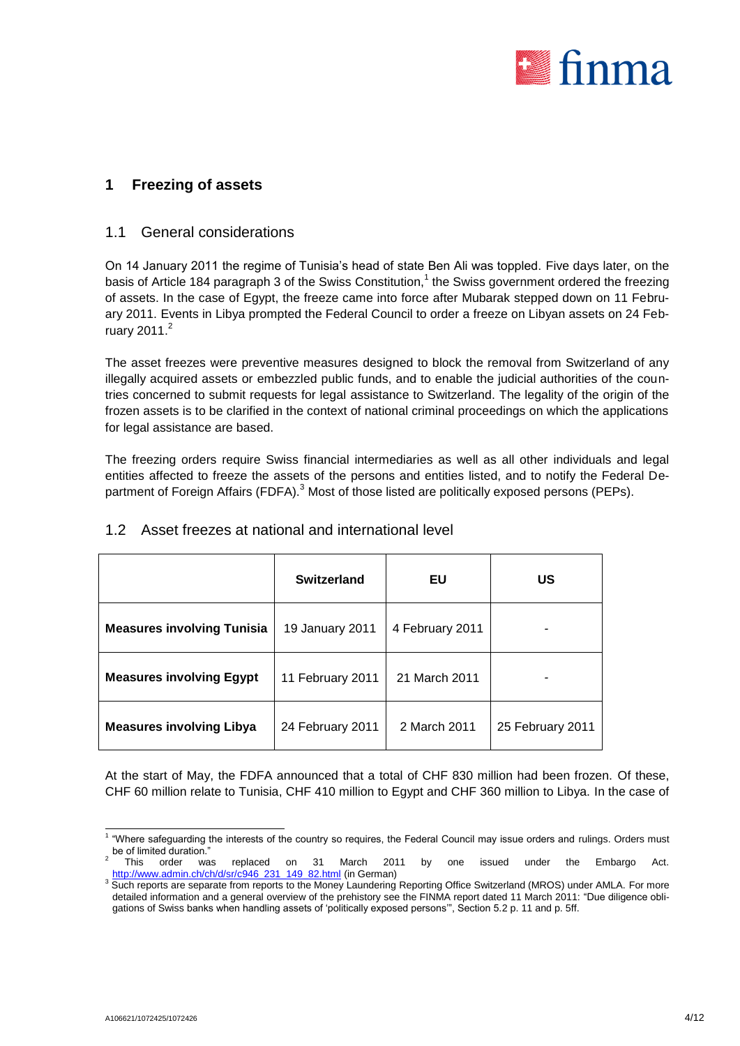# 1 Freezing of assets

## 1.1 General considerations

On 14 January 2011 the regime of Tunisia's head of state Ben Ali was toppled. Five days later, on the basis of Article 184 paragraph 3 of the Swiss Constitution,[1] the Swiss government ordered the freezing of assets. In the case of Egypt, the freeze came into force after Mubarak stepped down on 11 February 2011. Events in Libya prompted the Federal Council to order a freeze on Libyan assets on 24 February 2011.[2]

The asset freezes were preventive measures designed to block the removal from Switzerland of any illegally acquired assets or embezzled public funds, and to enable the judicial authorities of the countries concerned to submit requests for legal assistance to Switzerland. The legality of the origin of the frozen assets is to be clarified in the context of national criminal proceedings on which the applications for legal assistance are based.

The freezing orders require Swiss financial intermediaries as well as all other individuals and legal entities affected to freeze the assets of the persons and entities listed, and to notify the Federal Department of Foreign Affairs (FDFA).[3] Most of those listed are politically exposed persons (PEPs).

## 1.2 Asset freezes at national and international level

| | Switzerland | EU | US |
|---|---|---|---|
| **Measures involving Tunisia** | 19 January 2011 | 4 February 2011 | - |
| **Measures involving Egypt** | 11 February 2011 | 21 March 2011 | - |
| **Measures involving Libya** | 24 February 2011 | 2 March 2011 | 25 February 2011 |

At the start of May, the FDFA announced that a total of CHF 830 million had been frozen. Of these, CHF 60 million relate to Tunisia, CHF 410 million to Egypt and CHF 360 million to Libya. In the case of

---

[1] "Where safeguarding the interests of the country so requires, the Federal Council may issue orders and rulings. Orders must be of limited duration."

[2] This order was replaced on 31 March 2011 by one issued under the Embargo Act. http://www.admin.ch/ch/d/sr/c946_231_149_82.html (in German)

[3] Such reports are separate from reports to the Money Laundering Reporting Office Switzerland (MROS) under AMLA. For more detailed information and a general overview of the prehistory see the FINMA report dated 11 March 2011: "Due diligence obligations of Swiss banks when handling assets of 'politically exposed persons'", Section 5.2 p. 11 and p. 5ff.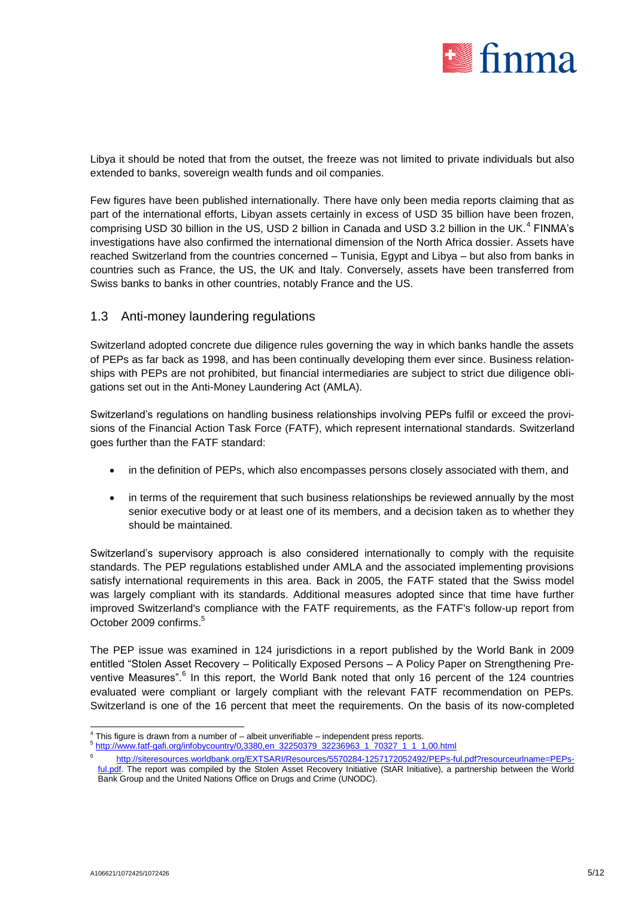Libya it should be noted that from the outset, the freeze was not limited to private individuals but also extended to banks, sovereign wealth funds and oil companies.

Few figures have been published internationally. There have only been media reports claiming that as part of the international efforts, Libyan assets certainly in excess of USD 35 billion have been frozen, comprising USD 30 billion in the US, USD 2 billion in Canada and USD 3.2 billion in the UK.[4] FINMA's investigations have also confirmed the international dimension of the North Africa dossier. Assets have reached Switzerland from the countries concerned – Tunisia, Egypt and Libya – but also from banks in countries such as France, the US, the UK and Italy. Conversely, assets have been transferred from Swiss banks to banks in other countries, notably France and the US.

## 1.3 Anti-money laundering regulations

Switzerland adopted concrete due diligence rules governing the way in which banks handle the assets of PEPs as far back as 1998, and has been continually developing them ever since. Business relationships with PEPs are not prohibited, but financial intermediaries are subject to strict due diligence obligations set out in the Anti-Money Laundering Act (AMLA).

Switzerland's regulations on handling business relationships involving PEPs fulfil or exceed the provisions of the Financial Action Task Force (FATF), which represent international standards. Switzerland goes further than the FATF standard:

- in the definition of PEPs, which also encompasses persons closely associated with them, and
- in terms of the requirement that such business relationships be reviewed annually by the most senior executive body or at least one of its members, and a decision taken as to whether they should be maintained.

Switzerland's supervisory approach is also considered internationally to comply with the requisite standards. The PEP regulations established under AMLA and the associated implementing provisions satisfy international requirements in this area. Back in 2005, the FATF stated that the Swiss model was largely compliant with its standards. Additional measures adopted since that time have further improved Switzerland's compliance with the FATF requirements, as the FATF's follow-up report from October 2009 confirms.[5]

The PEP issue was examined in 124 jurisdictions in a report published by the World Bank in 2009 entitled "Stolen Asset Recovery – Politically Exposed Persons – A Policy Paper on Strengthening Preventive Measures".[6] In this report, the World Bank noted that only 16 percent of the 124 countries evaluated were compliant or largely compliant with the relevant FATF recommendation on PEPs. Switzerland is one of the 16 percent that meet the requirements. On the basis of its now-completed

---

[4] This figure is drawn from a number of – albeit unverifiable – independent press reports.

[5] http://www.fatf-gafi.org/infobycountry/0,3380,en_32250379_32236963_1_70327_1_1_1,00.html

[6] http://siteresources.worldbank.org/EXTSARI/Resources/5570284-1257172052492/PEPs-ful.pdf?resourceurlname=PEPs-ful.pdf. The report was compiled by the Stolen Asset Recovery Initiative (StAR Initiative), a partnership between the World Bank Group and the United Nations Office on Drugs and Crime (UNODC).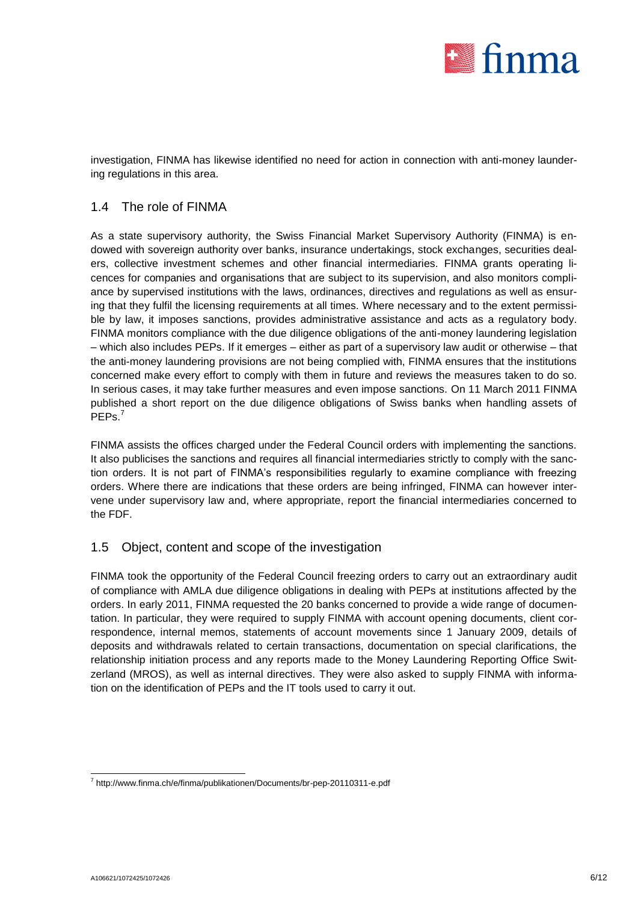investigation, FINMA has likewise identified no need for action in connection with anti-money laundering regulations in this area.

## 1.4 The role of FINMA

As a state supervisory authority, the Swiss Financial Market Supervisory Authority (FINMA) is endowed with sovereign authority over banks, insurance undertakings, stock exchanges, securities dealers, collective investment schemes and other financial intermediaries. FINMA grants operating licences for companies and organisations that are subject to its supervision, and also monitors compliance by supervised institutions with the laws, ordinances, directives and regulations as well as ensuring that they fulfil the licensing requirements at all times. Where necessary and to the extent permissible by law, it imposes sanctions, provides administrative assistance and acts as a regulatory body. FINMA monitors compliance with the due diligence obligations of the anti-money laundering legislation – which also includes PEPs. If it emerges – either as part of a supervisory law audit or otherwise – that the anti-money laundering provisions are not being complied with, FINMA ensures that the institutions concerned make every effort to comply with them in future and reviews the measures taken to do so. In serious cases, it may take further measures and even impose sanctions. On 11 March 2011 FINMA published a short report on the due diligence obligations of Swiss banks when handling assets of PEPs.[7]

FINMA assists the offices charged under the Federal Council orders with implementing the sanctions. It also publicises the sanctions and requires all financial intermediaries strictly to comply with the sanction orders. It is not part of FINMA's responsibilities regularly to examine compliance with freezing orders. Where there are indications that these orders are being infringed, FINMA can however intervene under supervisory law and, where appropriate, report the financial intermediaries concerned to the FDF.

## 1.5 Object, content and scope of the investigation

FINMA took the opportunity of the Federal Council freezing orders to carry out an extraordinary audit of compliance with AMLA due diligence obligations in dealing with PEPs at institutions affected by the orders. In early 2011, FINMA requested the 20 banks concerned to provide a wide range of documentation. In particular, they were required to supply FINMA with account opening documents, client correspondence, internal memos, statements of account movements since 1 January 2009, details of deposits and withdrawals related to certain transactions, documentation on special clarifications, the relationship initiation process and any reports made to the Money Laundering Reporting Office Switzerland (MROS), as well as internal directives. They were also asked to supply FINMA with information on the identification of PEPs and the IT tools used to carry it out.

---

[7] http://www.finma.ch/e/finma/publikationen/Documents/br-pep-20110311-e.pdf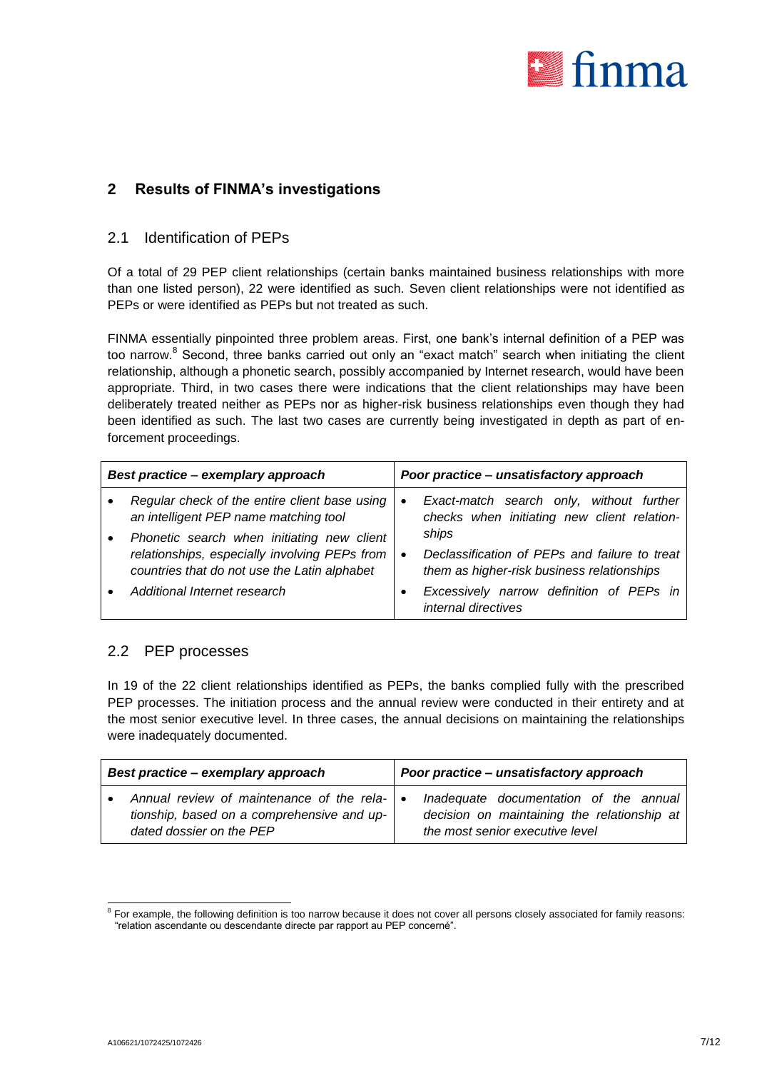## 2 Results of FINMA's investigations

### 2.1 Identification of PEPs

Of a total of 29 PEP client relationships (certain banks maintained business relationships with more than one listed person), 22 were identified as such. Seven client relationships were not identified as PEPs or were identified as PEPs but not treated as such.

FINMA essentially pinpointed three problem areas. First, one bank's internal definition of a PEP was too narrow.[8] Second, three banks carried out only an "exact match" search when initiating the client relationship, although a phonetic search, possibly accompanied by Internet research, would have been appropriate. Third, in two cases there were indications that the client relationships may have been deliberately treated neither as PEPs nor as higher-risk business relationships even though they had been identified as such. The last two cases are currently being investigated in depth as part of enforcement proceedings.

| ***Best practice – exemplary approach*** | ***Poor practice – unsatisfactory approach*** |
| --- | --- |
| • *Regular check of the entire client base using an intelligent PEP name matching tool*<br>• *Phonetic search when initiating new client relationships, especially involving PEPs from countries that do not use the Latin alphabet*<br>• *Additional Internet research* | • *Exact-match search only, without further checks when initiating new client relationships*<br>• *Declassification of PEPs and failure to treat them as higher-risk business relationships*<br>• *Excessively narrow definition of PEPs in internal directives* |

### 2.2 PEP processes

In 19 of the 22 client relationships identified as PEPs, the banks complied fully with the prescribed PEP processes. The initiation process and the annual review were conducted in their entirety and at the most senior executive level. In three cases, the annual decisions on maintaining the relationships were inadequately documented.

| ***Best practice – exemplary approach*** | ***Poor practice – unsatisfactory approach*** |
| --- | --- |
| • *Annual review of maintenance of the relationship, based on a comprehensive and updated dossier on the PEP* | • *Inadequate documentation of the annual decision on maintaining the relationship at the most senior executive level* |

[8] For example, the following definition is too narrow because it does not cover all persons closely associated for family reasons: "relation ascendante ou descendante directe par rapport au PEP concerné".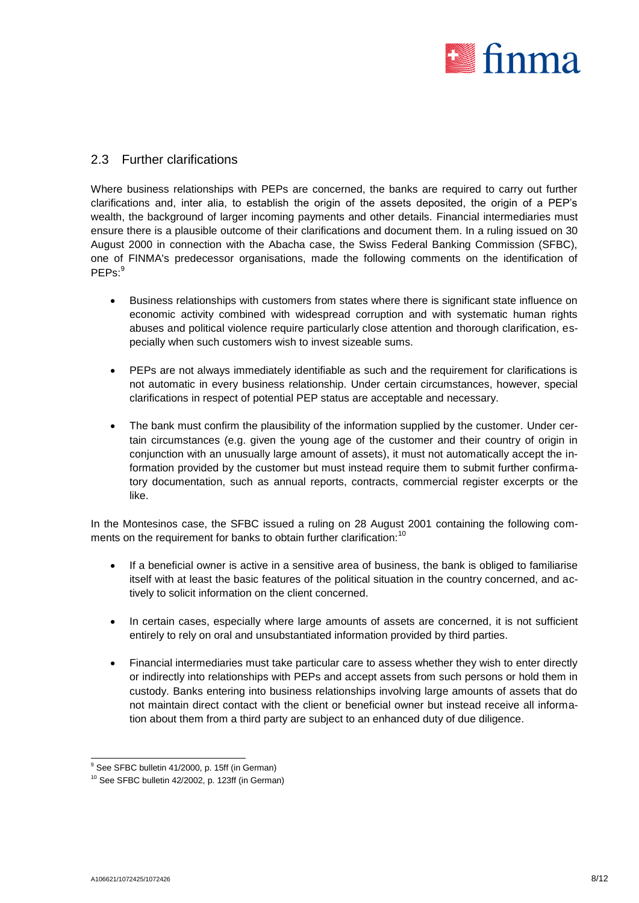## 2.3 Further clarifications

Where business relationships with PEPs are concerned, the banks are required to carry out further clarifications and, inter alia, to establish the origin of the assets deposited, the origin of a PEP's wealth, the background of larger incoming payments and other details. Financial intermediaries must ensure there is a plausible outcome of their clarifications and document them. In a ruling issued on 30 August 2000 in connection with the Abacha case, the Swiss Federal Banking Commission (SFBC), one of FINMA's predecessor organisations, made the following comments on the identification of PEPs:[9]

- Business relationships with customers from states where there is significant state influence on economic activity combined with widespread corruption and with systematic human rights abuses and political violence require particularly close attention and thorough clarification, especially when such customers wish to invest sizeable sums.

- PEPs are not always immediately identifiable as such and the requirement for clarifications is not automatic in every business relationship. Under certain circumstances, however, special clarifications in respect of potential PEP status are acceptable and necessary.

- The bank must confirm the plausibility of the information supplied by the customer. Under certain circumstances (e.g. given the young age of the customer and their country of origin in conjunction with an unusually large amount of assets), it must not automatically accept the information provided by the customer but must instead require them to submit further confirmatory documentation, such as annual reports, contracts, commercial register excerpts or the like.

In the Montesinos case, the SFBC issued a ruling on 28 August 2001 containing the following comments on the requirement for banks to obtain further clarification:[10]

- If a beneficial owner is active in a sensitive area of business, the bank is obliged to familiarise itself with at least the basic features of the political situation in the country concerned, and actively to solicit information on the client concerned.

- In certain cases, especially where large amounts of assets are concerned, it is not sufficient entirely to rely on oral and unsubstantiated information provided by third parties.

- Financial intermediaries must take particular care to assess whether they wish to enter directly or indirectly into relationships with PEPs and accept assets from such persons or hold them in custody. Banks entering into business relationships involving large amounts of assets that do not maintain direct contact with the client or beneficial owner but instead receive all information about them from a third party are subject to an enhanced duty of due diligence.

---

[9] See SFBC bulletin 41/2000, p. 15ff (in German)

[10] See SFBC bulletin 42/2002, p. 123ff (in German)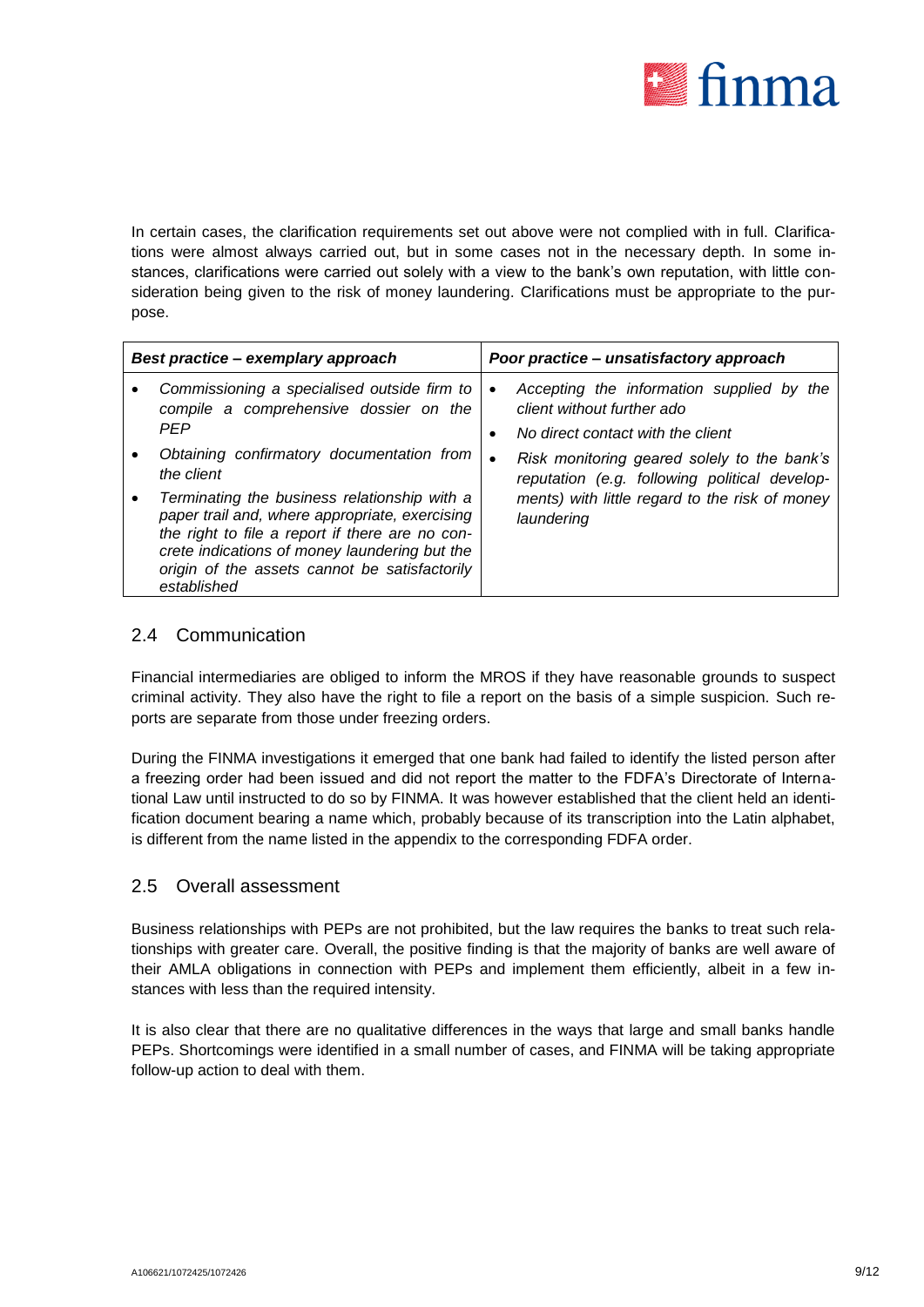In certain cases, the clarification requirements set out above were not complied with in full. Clarifications were almost always carried out, but in some cases not in the necessary depth. In some instances, clarifications were carried out solely with a view to the bank's own reputation, with little consideration being given to the risk of money laundering. Clarifications must be appropriate to the purpose.

| ***Best practice – exemplary approach*** | ***Poor practice – unsatisfactory approach*** |
|---|---|
| • *Commissioning a specialised outside firm to compile a comprehensive dossier on the PEP*<br>• *Obtaining confirmatory documentation from the client*<br>• *Terminating the business relationship with a paper trail and, where appropriate, exercising the right to file a report if there are no concrete indications of money laundering but the origin of the assets cannot be satisfactorily established* | • *Accepting the information supplied by the client without further ado*<br>• *No direct contact with the client*<br>• *Risk monitoring geared solely to the bank's reputation (e.g. following political developments) with little regard to the risk of money laundering* |

## 2.4 Communication

Financial intermediaries are obliged to inform the MROS if they have reasonable grounds to suspect criminal activity. They also have the right to file a report on the basis of a simple suspicion. Such reports are separate from those under freezing orders.

During the FINMA investigations it emerged that one bank had failed to identify the listed person after a freezing order had been issued and did not report the matter to the FDFA's Directorate of International Law until instructed to do so by FINMA. It was however established that the client held an identification document bearing a name which, probably because of its transcription into the Latin alphabet, is different from the name listed in the appendix to the corresponding FDFA order.

## 2.5 Overall assessment

Business relationships with PEPs are not prohibited, but the law requires the banks to treat such relationships with greater care. Overall, the positive finding is that the majority of banks are well aware of their AMLA obligations in connection with PEPs and implement them efficiently, albeit in a few instances with less than the required intensity.

It is also clear that there are no qualitative differences in the ways that large and small banks handle PEPs. Shortcomings were identified in a small number of cases, and FINMA will be taking appropriate follow-up action to deal with them.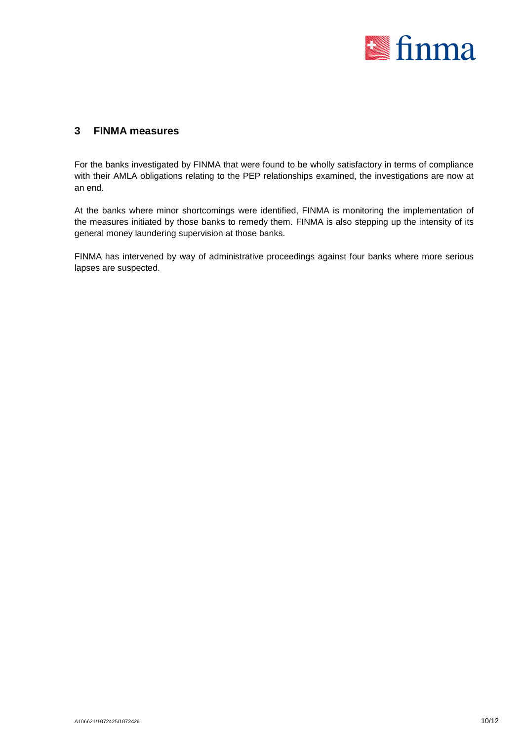## 3 FINMA measures

For the banks investigated by FINMA that were found to be wholly satisfactory in terms of compliance with their AMLA obligations relating to the PEP relationships examined, the investigations are now at an end.

At the banks where minor shortcomings were identified, FINMA is monitoring the implementation of the measures initiated by those banks to remedy them. FINMA is also stepping up the intensity of its general money laundering supervision at those banks.

FINMA has intervened by way of administrative proceedings against four banks where more serious lapses are suspected.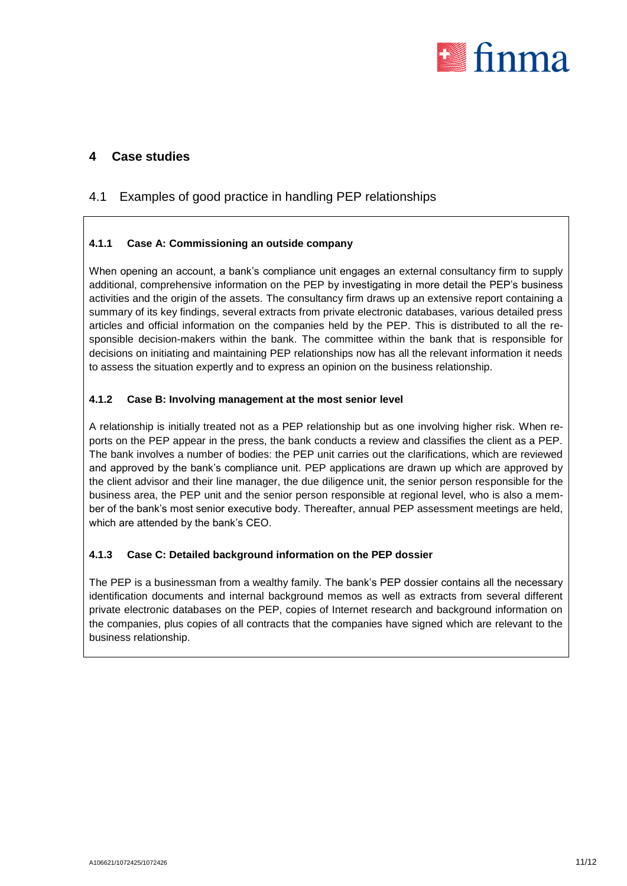# 4 Case studies

## 4.1 Examples of good practice in handling PEP relationships

### 4.1.1 Case A: Commissioning an outside company

When opening an account, a bank's compliance unit engages an external consultancy firm to supply additional, comprehensive information on the PEP by investigating in more detail the PEP's business activities and the origin of the assets. The consultancy firm draws up an extensive report containing a summary of its key findings, several extracts from private electronic databases, various detailed press articles and official information on the companies held by the PEP. This is distributed to all the responsible decision-makers within the bank. The committee within the bank that is responsible for decisions on initiating and maintaining PEP relationships now has all the relevant information it needs to assess the situation expertly and to express an opinion on the business relationship.

### 4.1.2 Case B: Involving management at the most senior level

A relationship is initially treated not as a PEP relationship but as one involving higher risk. When reports on the PEP appear in the press, the bank conducts a review and classifies the client as a PEP. The bank involves a number of bodies: the PEP unit carries out the clarifications, which are reviewed and approved by the bank's compliance unit. PEP applications are drawn up which are approved by the client advisor and their line manager, the due diligence unit, the senior person responsible for the business area, the PEP unit and the senior person responsible at regional level, who is also a member of the bank's most senior executive body. Thereafter, annual PEP assessment meetings are held, which are attended by the bank's CEO.

### 4.1.3 Case C: Detailed background information on the PEP dossier

The PEP is a businessman from a wealthy family. The bank's PEP dossier contains all the necessary identification documents and internal background memos as well as extracts from several different private electronic databases on the PEP, copies of Internet research and background information on the companies, plus copies of all contracts that the companies have signed which are relevant to the business relationship.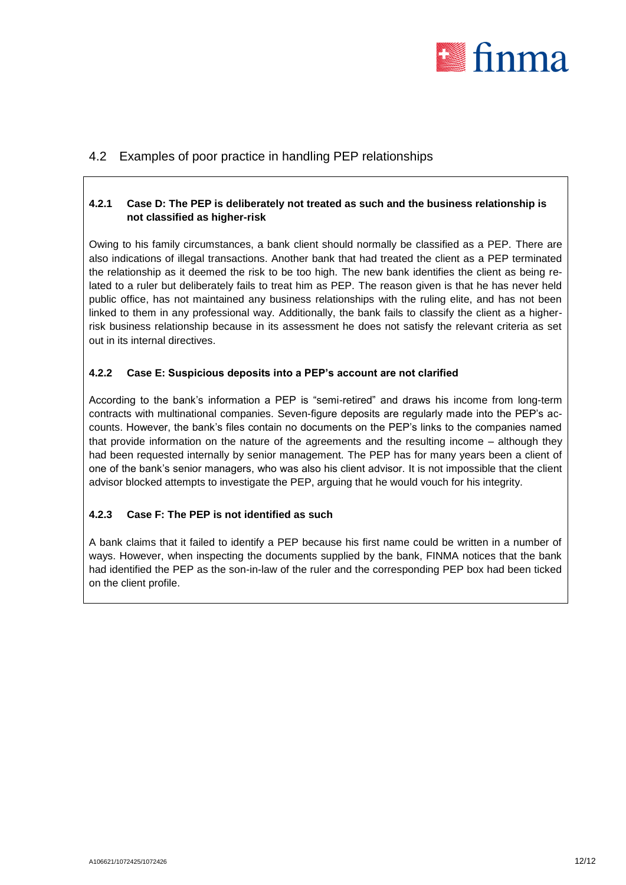## 4.2 Examples of poor practice in handling PEP relationships

### 4.2.1 Case D: The PEP is deliberately not treated as such and the business relationship is not classified as higher-risk

Owing to his family circumstances, a bank client should normally be classified as a PEP. There are also indications of illegal transactions. Another bank that had treated the client as a PEP terminated the relationship as it deemed the risk to be too high. The new bank identifies the client as being related to a ruler but deliberately fails to treat him as PEP. The reason given is that he has never held public office, has not maintained any business relationships with the ruling elite, and has not been linked to them in any professional way. Additionally, the bank fails to classify the client as a higher-risk business relationship because in its assessment he does not satisfy the relevant criteria as set out in its internal directives.

### 4.2.2 Case E: Suspicious deposits into a PEP's account are not clarified

According to the bank's information a PEP is "semi-retired" and draws his income from long-term contracts with multinational companies. Seven-figure deposits are regularly made into the PEP's accounts. However, the bank's files contain no documents on the PEP's links to the companies named that provide information on the nature of the agreements and the resulting income – although they had been requested internally by senior management. The PEP has for many years been a client of one of the bank's senior managers, who was also his client advisor. It is not impossible that the client advisor blocked attempts to investigate the PEP, arguing that he would vouch for his integrity.

### 4.2.3 Case F: The PEP is not identified as such

A bank claims that it failed to identify a PEP because his first name could be written in a number of ways. However, when inspecting the documents supplied by the bank, FINMA notices that the bank had identified the PEP as the son-in-law of the ruler and the corresponding PEP box had been ticked on the client profile.